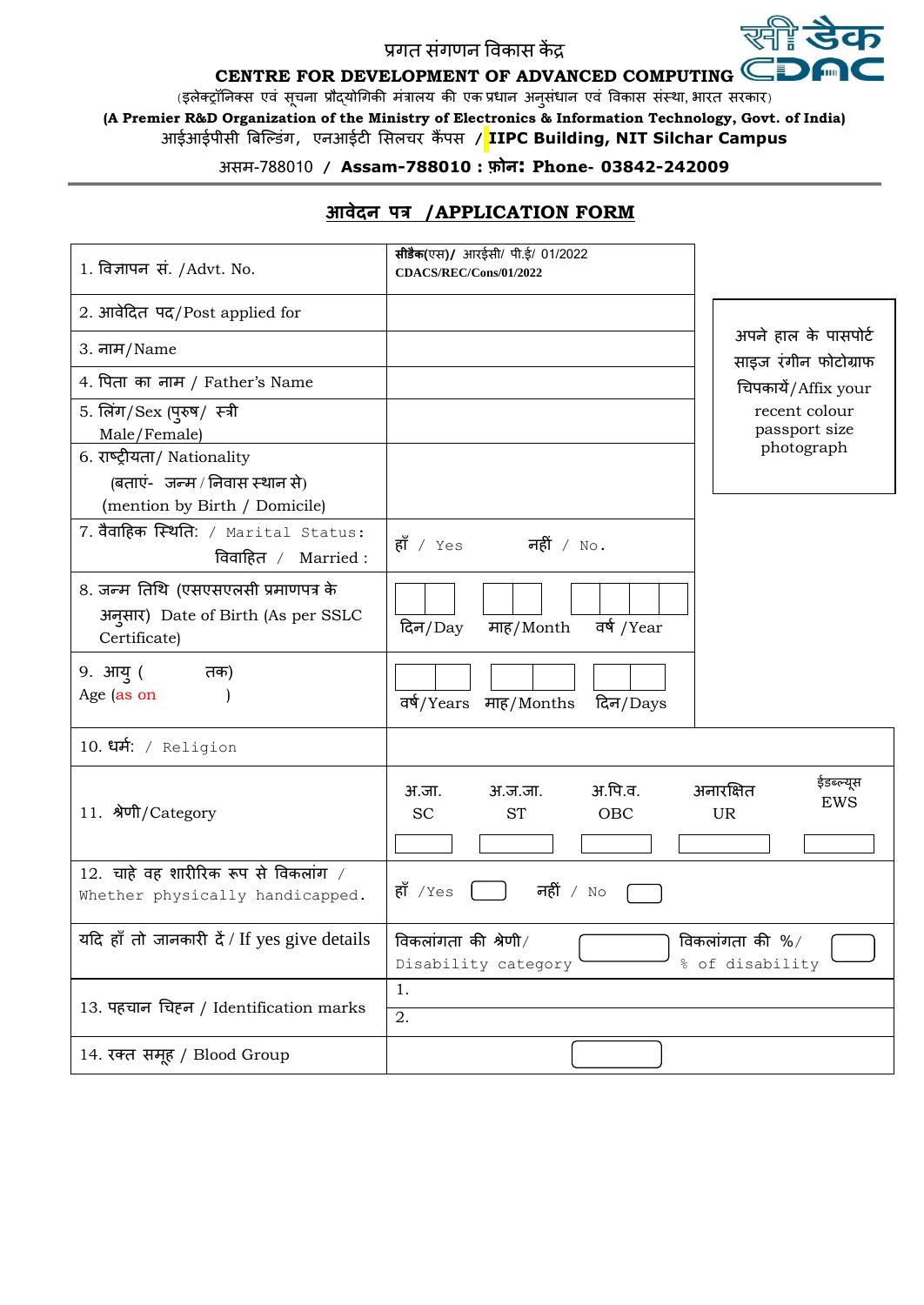सी डैक
CDAC

प्रगत संगणन विकास केंद्र

**CENTRE FOR DEVELOPMENT OF ADVANCED COMPUTING**

(इलेक्ट्रॉनिक्स एवं सूचना प्रौद्योगिकी मंत्रालय की एक प्रधान अनुसंधान एवं विकास संस्था, भारत सरकार)

**(A Premier R&D Organization of the Ministry of Electronics & Information Technology, Govt. of India)**

आईआईपीसी बिल्डिंग, एनआईटी सिलचर कैंपस / **IIPC Building, NIT Silchar Campus**

असम-788010 / **Assam-788010 : फ़ोन: Phone- 03842-242009**

## आवेदन पत्र /APPLICATION FORM

| | | |
|---|---|---|
| 1. विज्ञापन सं. /Advt. No. | **सीडैक(एस)/** आरईसी/ पी.ई/ 01/2022<br>**CDACS/REC/Cons/01/2022** | |
| 2. आवेदित पद/Post applied for | | अपने हाल के पासपोर्ट साइज रंगीन फोटोग्राफ चिपकायें/Affix your recent colour passport size photograph |
| 3. नाम/Name | | |
| 4. पिता का नाम / Father's Name | | |
| 5. लिंग/Sex (पुरुष/ स्त्री Male/Female) | | |
| 6. राष्ट्रीयता/ Nationality (बताएं- जन्म / निवास स्थान से) (mention by Birth / Domicile) | | |
| 7. वैवाहिक स्थिति: / Marital Status: विवाहित / Married : | हाँ / Yes नहीं / No. | |
| 8. जन्म तिथि (एसएसएलसी प्रमाणपत्र के अनुसार) Date of Birth (As per SSLC Certificate) | दिन/Day माह/Month वर्ष /Year | |
| 9. आयु ( तक) Age (as on ) | वर्ष/Years माह/Months दिन/Days | |
| 10. धर्म: / Religion | | |

| | | | | | |
|---|---|---|---|---|---|
| 11. श्रेणी/Category | अ.जा. SC | अ.ज.जा. ST | अ.पि.व. OBC | अनारक्षित UR | ईडब्ल्यूस EWS |
| 12. चाहे वह शारीरिक रूप से विकलांग / Whether physically handicapped. | हाँ /Yes | नहीं / No | | | |
| यदि हाँ तो जानकारी दें / If yes give details | विकलांगता की श्रेणी/ Disability category | | विकलांगता की %/ % of disability | | |
| 13. पहचान चिह्न / Identification marks | 1. | | | | |
| | 2. | | | | |
| 14. रक्त समूह / Blood Group | | | | | |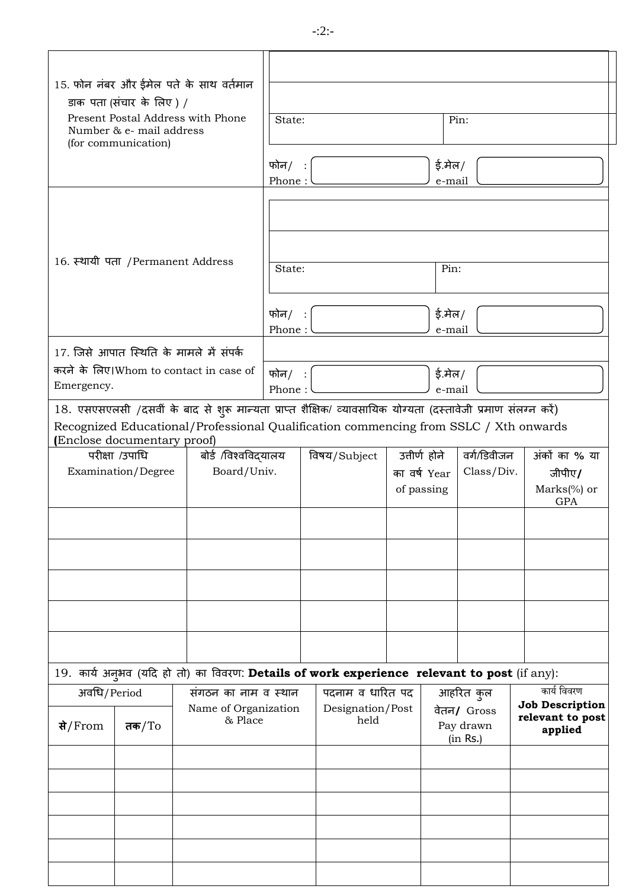| | |
|---|---|
| 15. फोन नंबर और ईमेल पते के साथ वर्तमान डाक पता (संचार के लिए ) / Present Postal Address with Phone Number & e- mail address (for communication) | |
| | |
| | State: Pin: |
| | फोन/ Phone : ई.मेल/ e-mail |
| 16. स्थायी पता /Permanent Address | |
| | |
| | State: Pin: |
| | फोन/ Phone : ई.मेल/ e-mail |
| 17. जिसे आपात स्थिति के मामले में संपर्क करने के लिए।Whom to contact in case of Emergency. | |
| | फोन/ Phone : ई.मेल/ e-mail |

18. एसएसएलसी /दसवीं के बाद से शुरू मान्यता प्राप्त शैक्षिक/ व्यावसायिक योग्यता (दस्तावेजी प्रमाण संलग्न करें)
Recognized Educational/Professional Qualification commencing from SSLC / Xth onwards **(**Enclose documentary proof)

| परीक्षा /उपाधि Examination/Degree | बोर्ड /विश्वविद्यालय Board/Univ. | विषय/Subject | उत्तीर्ण होने का वर्ष Year of passing | वर्ग/डिवीजन Class/Div. | अंकों का % या जीपीए/ Marks(%) or GPA |
|---|---|---|---|---|---|
| | | | | | |
| | | | | | |
| | | | | | |
| | | | | | |
| | | | | | |

19. कार्य अनुभव (यदि हो तो) का विवरण: **Details of work experience relevant to post** (if any):

| अवधि/Period | | संगठन का नाम व स्थान Name of Organization & Place | पदनाम व धारित पद Designation/Post held | आहरित कुल वेतन/ Gross Pay drawn (in Rs.) | कार्य विवरण **Job Description relevant to post applied** |
|---|---|---|---|---|---|
| **से**/From | **तक**/To | | | | |
| | | | | | |
| | | | | | |
| | | | | | |
| | | | | | |
| | | | | | |
| | | | | | |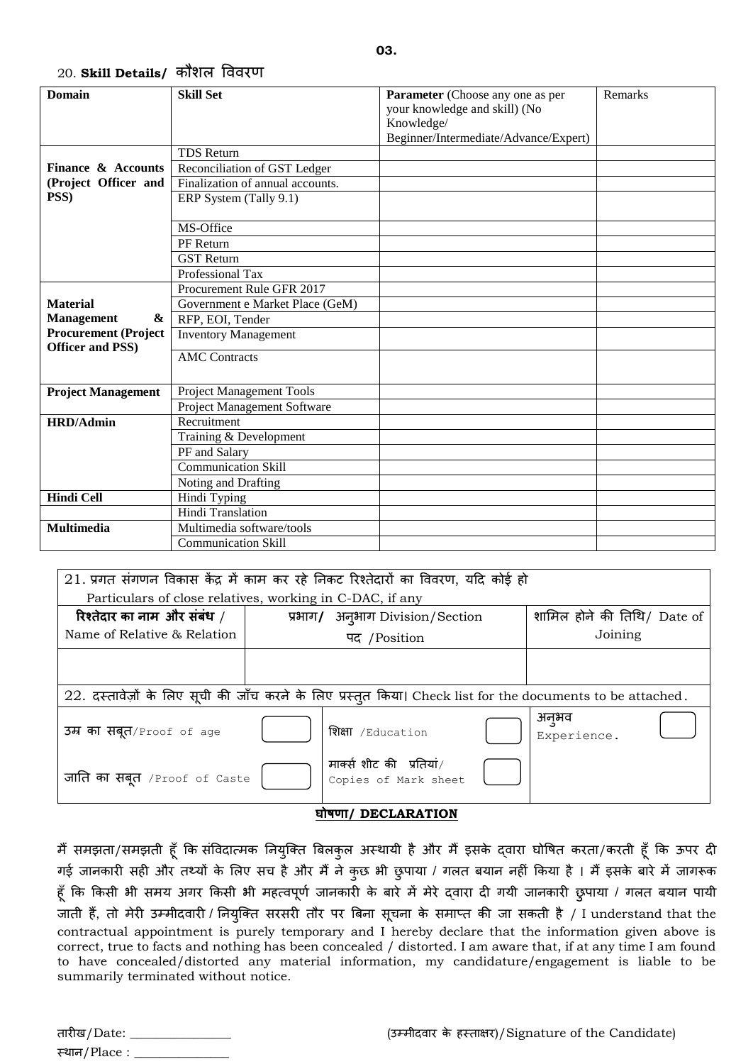20. **Skill Details/** कौशल विवरण

| Domain | Skill Set | Parameter (Choose any one as per your knowledge and skill) (No Knowledge/ Beginner/Intermediate/Advance/Expert) | Remarks |
|---|---|---|---|
| **Finance & Accounts (Project Officer and PSS)** | TDS Return | | |
| | Reconciliation of GST Ledger | | |
| | Finalization of annual accounts. | | |
| | ERP System (Tally 9.1) | | |
| | MS-Office | | |
| | PF Return | | |
| | GST Return | | |
| | Professional Tax | | |
| **Material Management & Procurement (Project Officer and PSS)** | Procurement Rule GFR 2017 | | |
| | Government e Market Place (GeM) | | |
| | RFP, EOI, Tender | | |
| | Inventory Management | | |
| | AMC Contracts | | |
| **Project Management** | Project Management Tools | | |
| | Project Management Software | | |
| **HRD/Admin** | Recruitment | | |
| | Training & Development | | |
| | PF and Salary | | |
| | Communication Skill | | |
| | Noting and Drafting | | |
| **Hindi Cell** | Hindi Typing | | |
| | Hindi Translation | | |
| **Multimedia** | Multimedia software/tools | | |
| | Communication Skill | | |

21. प्रगत संगणन विकास केंद्र में काम कर रहे निकट रिश्तेदारों का विवरण, यदि कोई हो
Particulars of close relatives, working in C-DAC, if any

| रिश्तेदार का नाम और संबंध / Name of Relative & Relation | प्रभाग/ अनुभाग Division/Section पद /Position | शामिल होने की तिथि/ Date of Joining |
|---|---|---|
| | | |

22. दस्तावेज़ों के लिए सूची की जाँच करने के लिए प्रस्तुत किया। Check list for the documents to be attached.

| | | | | | |
|---|---|---|---|---|---|
| उम्र का सबूत/Proof of age | ☐ | शिक्षा /Education | ☐ | अनुभव Experience. | ☐ |
| जाति का सबूत /Proof of Caste | ☐ | मार्क्स शीट की प्रतियां/ Copies of Mark sheet | ☐ | | |

## घोषणा/ DECLARATION

मैं समझता/समझती हूँ कि संविदात्मक नियुक्ति बिलकुल अस्थायी है और मैं इसके द्वारा घोषित करता/करती हूँ कि ऊपर दी गई जानकारी सही और तथ्यों के लिए सच है और मैं ने कुछ भी छुपाया / गलत बयान नहीं किया है । मैं इसके बारे में जागरूक हूँ कि किसी भी समय अगर किसी भी महत्वपूर्ण जानकारी के बारे में मेरे द्वारा दी गयी जानकारी छुपाया / गलत बयान पायी जाती हैं, तो मेरी उम्मीदवारी / नियुक्ति सरसरी तौर पर बिना सूचना के समाप्त की जा सकती है / I understand that the contractual appointment is purely temporary and I hereby declare that the information given above is correct, true to facts and nothing has been concealed / distorted. I am aware that, if at any time I am found to have concealed/distorted any material information, my candidature/engagement is liable to be summarily terminated without notice.

तारीख/Date: _______________ (उम्मीदवार के हस्ताक्षर)/Signature of the Candidate)

स्थान/Place : _______________